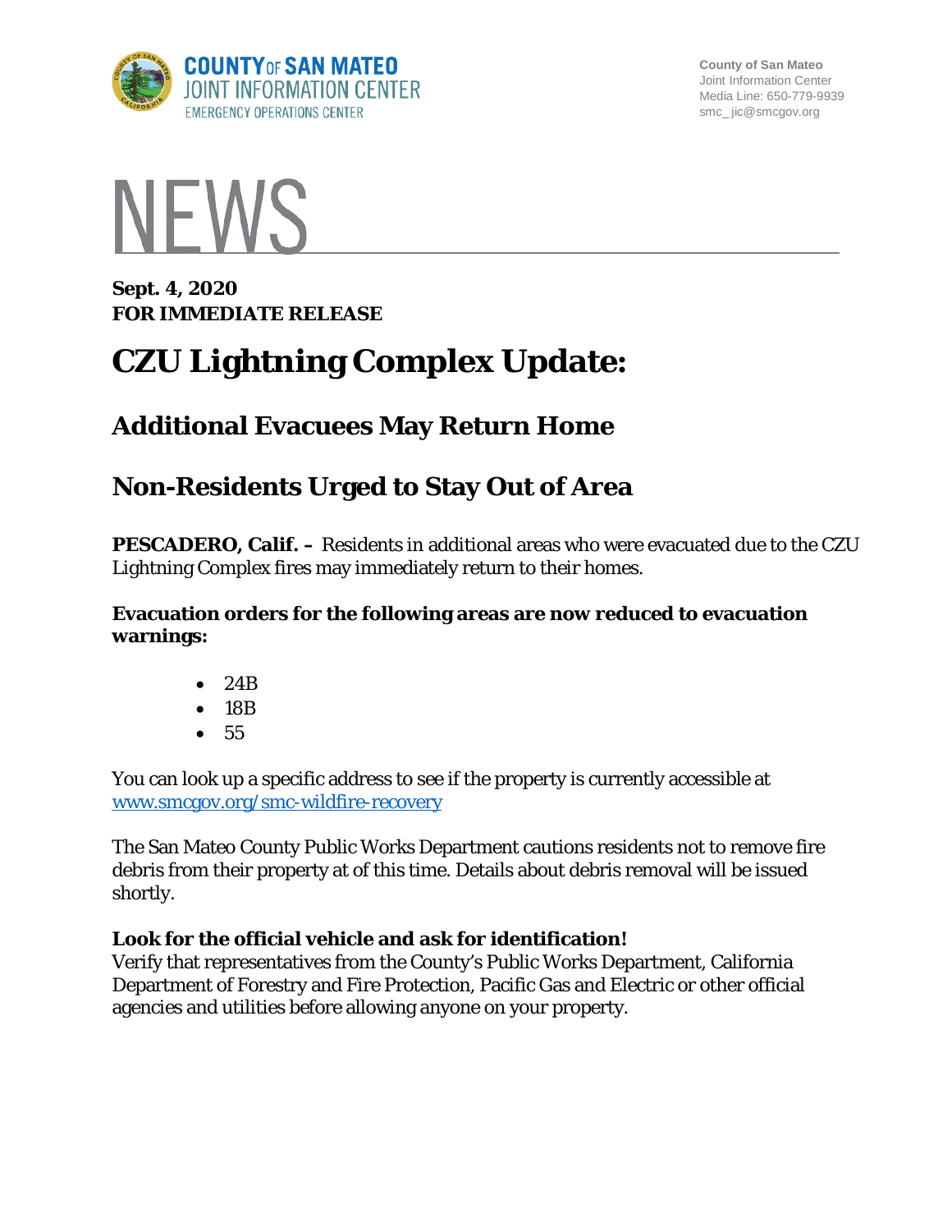COUNTY OF SAN MATEO
JOINT INFORMATION CENTER
EMERGENCY OPERATIONS CENTER

County of San Mateo
Joint Information Center
Media Line: 650-779-9939
smc_ jic@smcgov.org

# NEWS

**Sept. 4, 2020**
**FOR IMMEDIATE RELEASE**

# CZU Lightning Complex Update:

## Additional Evacuees May Return Home

## Non-Residents Urged to Stay Out of Area

**PESCADERO, Calif. –** Residents in additional areas who were evacuated due to the CZU Lightning Complex fires may immediately return to their homes.

**Evacuation orders for the following areas are now reduced to evacuation warnings:**

- 24B
- 18B
- 55

You can look up a specific address to see if the property is currently accessible at [www.smcgov.org/smc-wildfire-recovery](www.smcgov.org/smc-wildfire-recovery)

The San Mateo County Public Works Department cautions residents not to remove fire debris from their property at of this time. Details about debris removal will be issued shortly.

**Look for the official vehicle and ask for identification!**
Verify that representatives from the County's Public Works Department, California Department of Forestry and Fire Protection, Pacific Gas and Electric or other official agencies and utilities before allowing anyone on your property.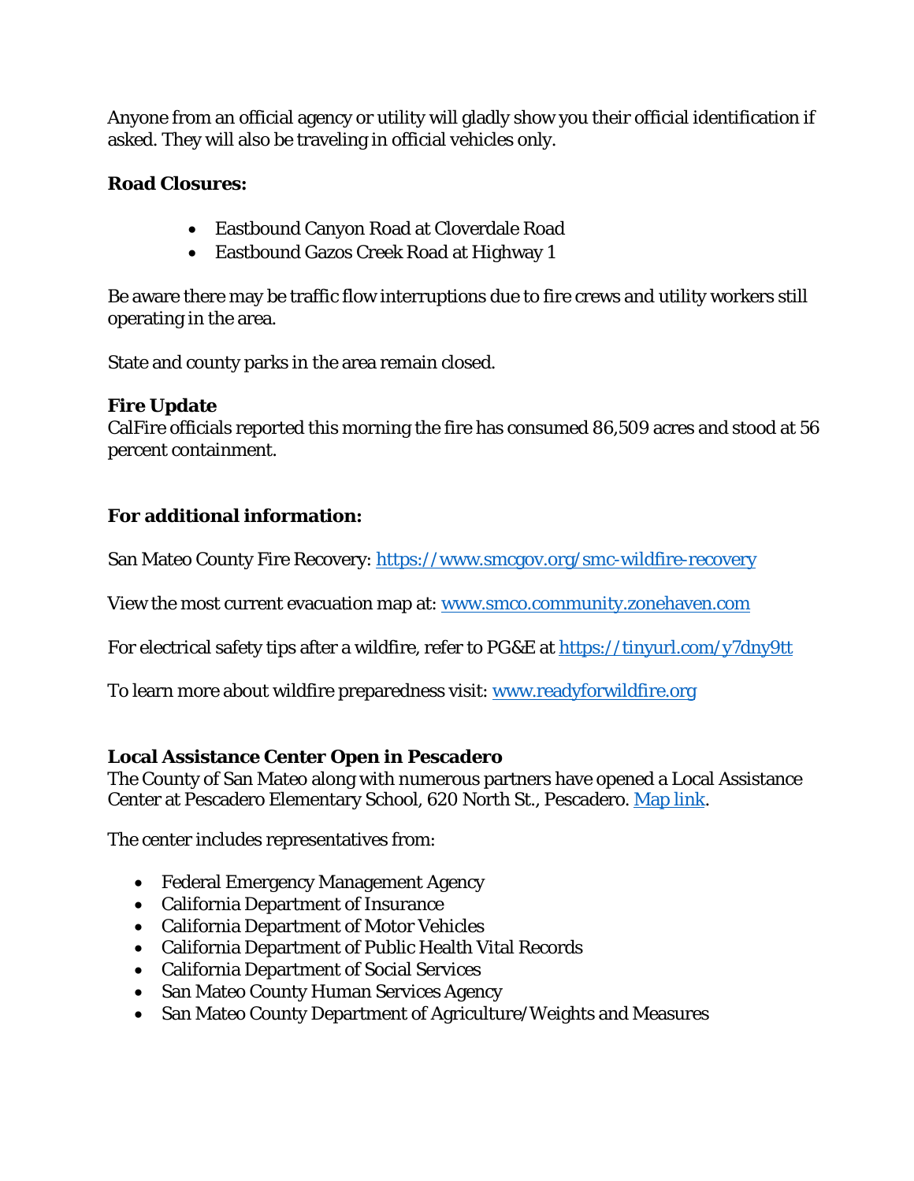Anyone from an official agency or utility will gladly show you their official identification if asked. They will also be traveling in official vehicles only.

**Road Closures:**

- Eastbound Canyon Road at Cloverdale Road
- Eastbound Gazos Creek Road at Highway 1

Be aware there may be traffic flow interruptions due to fire crews and utility workers still operating in the area.

State and county parks in the area remain closed.

**Fire Update**

CalFire officials reported this morning the fire has consumed 86,509 acres and stood at 56 percent containment.

**For additional information:**

San Mateo County Fire Recovery: https://www.smcgov.org/smc-wildfire-recovery

View the most current evacuation map at: www.smco.community.zonehaven.com

For electrical safety tips after a wildfire, refer to PG&E at https://tinyurl.com/y7dny9tt

To learn more about wildfire preparedness visit: www.readyforwildfire.org

**Local Assistance Center Open in Pescadero**

The County of San Mateo along with numerous partners have opened a Local Assistance Center at Pescadero Elementary School, 620 North St., Pescadero. Map link.

The center includes representatives from:

- Federal Emergency Management Agency
- California Department of Insurance
- California Department of Motor Vehicles
- California Department of Public Health Vital Records
- California Department of Social Services
- San Mateo County Human Services Agency
- San Mateo County Department of Agriculture/Weights and Measures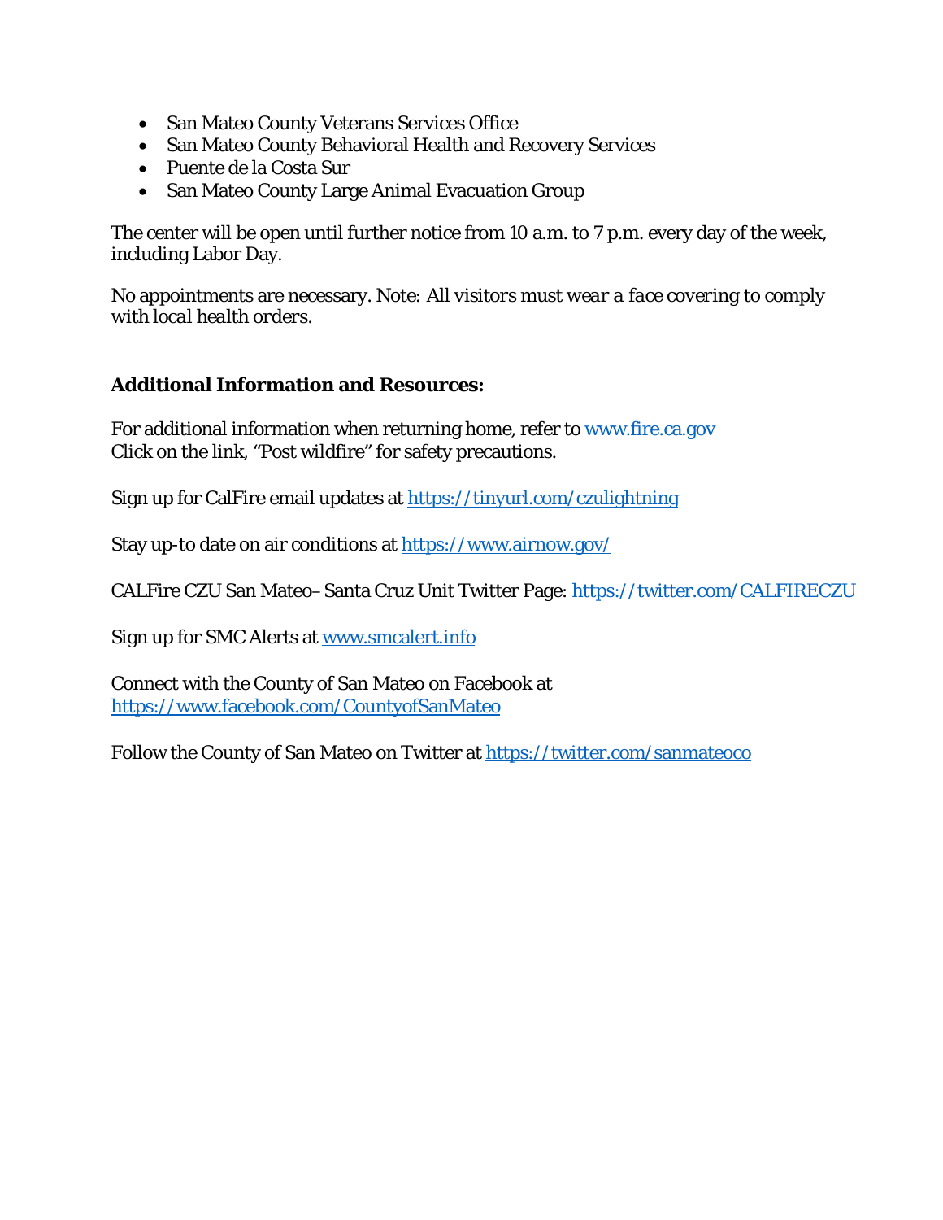- San Mateo County Veterans Services Office
- San Mateo County Behavioral Health and Recovery Services
- Puente de la Costa Sur
- San Mateo County Large Animal Evacuation Group

The center will be open until further notice from 10 a.m. to 7 p.m. every day of the week, including Labor Day.

No appointments are necessary. Note: *All visitors must wear a face covering to comply with local health orders.*

**Additional Information and Resources:**

For additional information when returning home, refer to [www.fire.ca.gov](www.fire.ca.gov)
Click on the link, "Post wildfire" for safety precautions.

Sign up for CalFire email updates at [https://tinyurl.com/czulightning](https://tinyurl.com/czulightning)

Stay up-to date on air conditions at [https://www.airnow.gov/](https://www.airnow.gov/)

CALFire CZU San Mateo– Santa Cruz Unit Twitter Page: [https://twitter.com/CALFIRECZU](https://twitter.com/CALFIRECZU)

Sign up for SMC Alerts at [www.smcalert.info](www.smcalert.info)

Connect with the County of San Mateo on Facebook at
[https://www.facebook.com/CountyofSanMateo](https://www.facebook.com/CountyofSanMateo)

Follow the County of San Mateo on Twitter at [https://twitter.com/sanmateoco](https://twitter.com/sanmateoco)